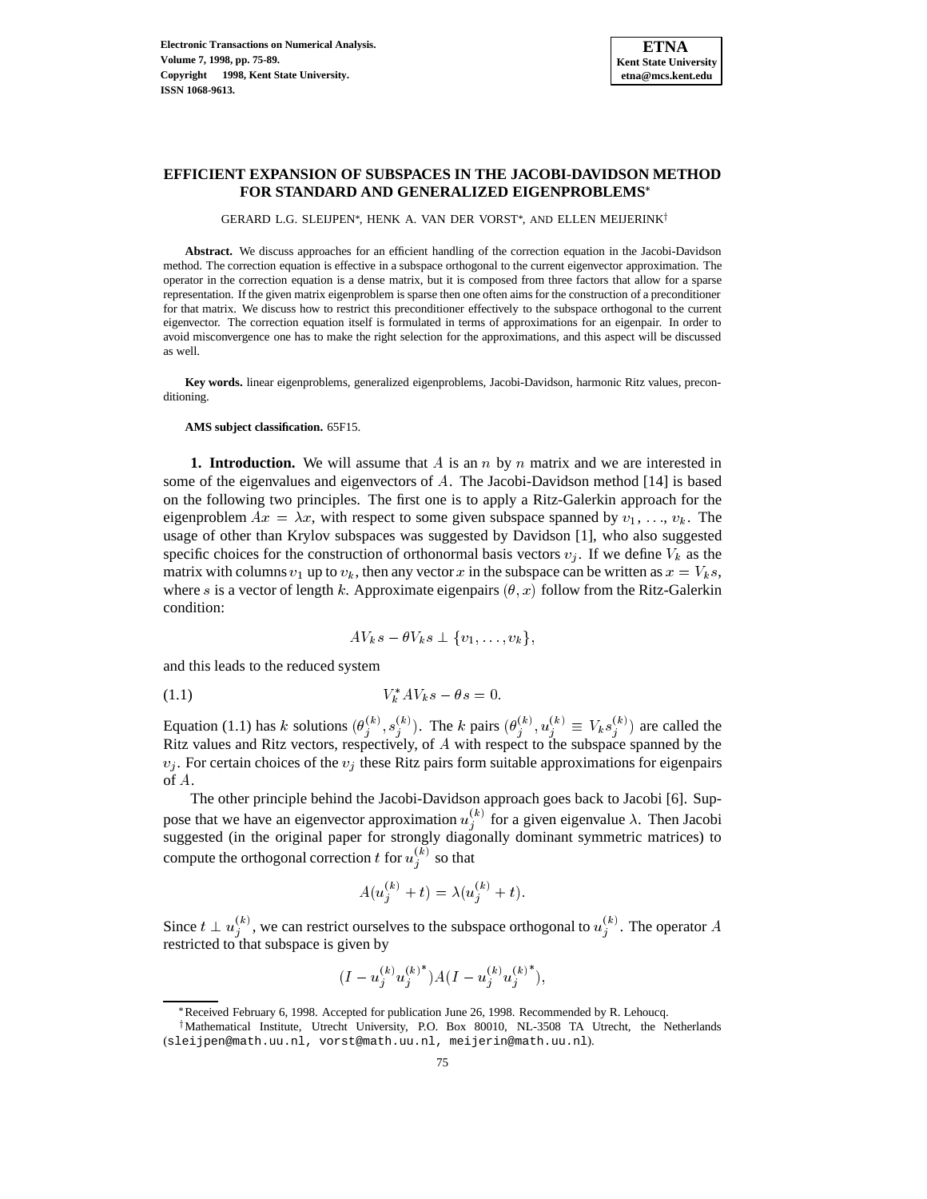# EFFICIENT EXPANSION OF SUBSPACES IN THE JACOBI-DAVIDSON METHOD FOR STANDARD AND GENERALIZED EIGENPROBLEMS*

GERARD L.G. SLEIJPEN*, HENK A. VAN DER VORST*, AND ELLEN MEIJERINK†

**Abstract.** We discuss approaches for an efficient handling of the correction equation in the Jacobi-Davidson method. The correction equation is effective in a subspace orthogonal to the current eigenvector approximation. The operator in the correction equation is a dense matrix, but it is composed from three factors that allow for a sparse representation. If the given matrix eigenproblem is sparse then one often aims for the construction of a preconditioner for that matrix. We discuss how to restrict this preconditioner effectively to the subspace orthogonal to the current eigenvector. The correction equation itself is formulated in terms of approximations for an eigenpair. In order to avoid misconvergence one has to make the right selection for the approximations, and this aspect will be discussed as well.

**Key words.** linear eigenproblems, generalized eigenproblems, Jacobi-Davidson, harmonic Ritz values, preconditioning.

**AMS subject classification.** 65F15.

**1. Introduction.** We will assume that $A$ is an $n$ by $n$ matrix and we are interested in some of the eigenvalues and eigenvectors of $A$. The Jacobi-Davidson method [14] is based on the following two principles. The first one is to apply a Ritz-Galerkin approach for the eigenproblem $Ax = \lambda x$, with respect to some given subspace spanned by $v_1, \ldots, v_k$. The usage of other than Krylov subspaces was suggested by Davidson [1], who also suggested specific choices for the construction of orthonormal basis vectors $v_j$. If we define $V_k$ as the matrix with columns $v_1$ up to $v_k$, then any vector $x$ in the subspace can be written as $x = V_k s$, where $s$ is a vector of length $k$. Approximate eigenpairs $(\theta, x)$ follow from the Ritz-Galerkin condition:

$$AV_k s - \theta V_k s \perp \{v_1, \ldots, v_k\},$$

and this leads to the reduced system

$$V_k^* A V_k s - \theta s = 0. \tag{1.1}$$

Equation (1.1) has $k$ solutions $(\theta_j^{(k)}, s_j^{(k)})$. The $k$ pairs $(\theta_j^{(k)}, u_j^{(k)} \equiv V_k s_j^{(k)})$ are called the Ritz values and Ritz vectors, respectively, of $A$ with respect to the subspace spanned by the $v_j$. For certain choices of the $v_j$ these Ritz pairs form suitable approximations for eigenpairs of $A$.

The other principle behind the Jacobi-Davidson approach goes back to Jacobi [6]. Suppose that we have an eigenvector approximation $u_j^{(k)}$ for a given eigenvalue $\lambda$. Then Jacobi suggested (in the original paper for strongly diagonally dominant symmetric matrices) to compute the orthogonal correction $t$ for $u_j^{(k)}$ so that

$$A(u_j^{(k)} + t) = \lambda(u_j^{(k)} + t).$$

Since $t \perp u_j^{(k)}$, we can restrict ourselves to the subspace orthogonal to $u_j^{(k)}$. The operator $A$ restricted to that subspace is given by

$$(I - u_j^{(k)} u_j^{(k)*}) A (I - u_j^{(k)} u_j^{(k)*}),$$

*Received February 6, 1998. Accepted for publication June 26, 1998. Recommended by R. Lehoucq.

†Mathematical Institute, Utrecht University, P.O. Box 80010, NL-3508 TA Utrecht, the Netherlands (sleijpen@math.uu.nl, vorst@math.uu.nl, meijerin@math.uu.nl).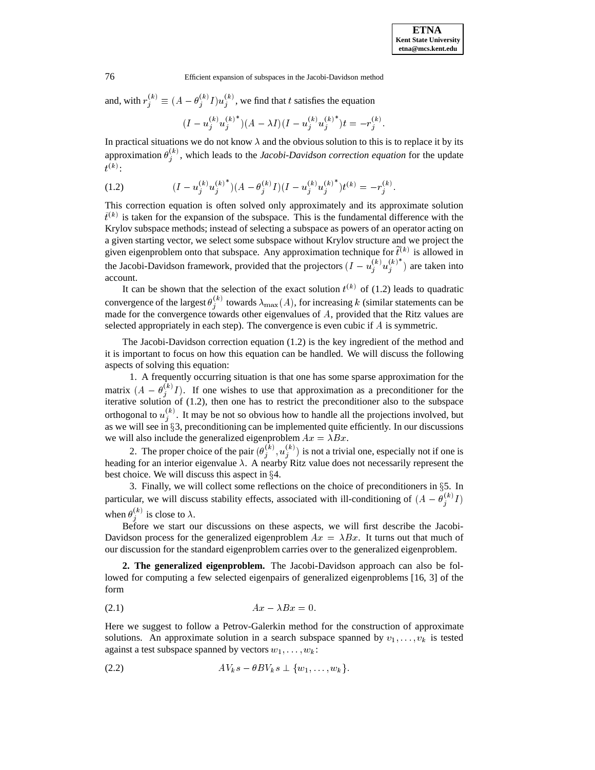and, with $r_j^{(k)} \equiv (A - \theta_j^{(k)} I) u_j^{(k)}$, we find that $t$ satisfies the equation

$$(I - u_j^{(k)} u_j^{(k)^*})(A - \lambda I)(I - u_j^{(k)} u_j^{(k)^*}) t = -r_j^{(k)}.$$

In practical situations we do not know $\lambda$ and the obvious solution to this is to replace it by its approximation $\theta_j^{(k)}$, which leads to the *Jacobi-Davidson correction equation* for the update $t^{(k)}$:

$$(I - u_j^{(k)} u_j^{(k)^*})(A - \theta_j^{(k)} I)(I - u_j^{(k)} u_j^{(k)^*}) t^{(k)} = -r_j^{(k)}. \tag{1.2}$$

This correction equation is often solved only approximately and its approximate solution $\tilde{t}^{(k)}$ is taken for the expansion of the subspace. This is the fundamental difference with the Krylov subspace methods; instead of selecting a subspace as powers of an operator acting on a given starting vector, we select some subspace without Krylov structure and we project the given eigenproblem onto that subspace. Any approximation technique for $\tilde{t}^{(k)}$ is allowed in the Jacobi-Davidson framework, provided that the projectors $(I - u_j^{(k)} u_j^{(k)^*})$ are taken into account.

It can be shown that the selection of the exact solution $t^{(k)}$ of (1.2) leads to quadratic convergence of the largest $\theta_j^{(k)}$ towards $\lambda_{\max}(A)$, for increasing $k$ (similar statements can be made for the convergence towards other eigenvalues of $A$, provided that the Ritz values are selected appropriately in each step). The convergence is even cubic if $A$ is symmetric.

The Jacobi-Davidson correction equation (1.2) is the key ingredient of the method and it is important to focus on how this equation can be handled. We will discuss the following aspects of solving this equation:

1. A frequently occurring situation is that one has some sparse approximation for the matrix $(A - \theta_j^{(k)} I)$. If one wishes to use that approximation as a preconditioner for the iterative solution of (1.2), then one has to restrict the preconditioner also to the subspace orthogonal to $u_j^{(k)}$. It may be not so obvious how to handle all the projections involved, but as we will see in §3, preconditioning can be implemented quite efficiently. In our discussions we will also include the generalized eigenproblem $Ax = \lambda Bx$.

2. The proper choice of the pair $(\theta_j^{(k)}, u_j^{(k)})$ is not a trivial one, especially not if one is heading for an interior eigenvalue $\lambda$. A nearby Ritz value does not necessarily represent the best choice. We will discuss this aspect in §4.

3. Finally, we will collect some reflections on the choice of preconditioners in §5. In particular, we will discuss stability effects, associated with ill-conditioning of $(A - \theta_j^{(k)} I)$ when $\theta_j^{(k)}$ is close to $\lambda$.

Before we start our discussions on these aspects, we will first describe the Jacobi-Davidson process for the generalized eigenproblem $Ax = \lambda Bx$. It turns out that much of our discussion for the standard eigenproblem carries over to the generalized eigenproblem.

**2. The generalized eigenproblem.** The Jacobi-Davidson approach can also be followed for computing a few selected eigenpairs of generalized eigenproblems [16, 3] of the form

$$Ax - \lambda Bx = 0. \tag{2.1}$$

Here we suggest to follow a Petrov-Galerkin method for the construction of approximate solutions. An approximate solution in a search subspace spanned by $v_1, \ldots, v_k$ is tested against a test subspace spanned by vectors $w_1, \ldots, w_k$:

$$AV_k s - \theta BV_k s \perp \{w_1, \ldots, w_k\}. \tag{2.2}$$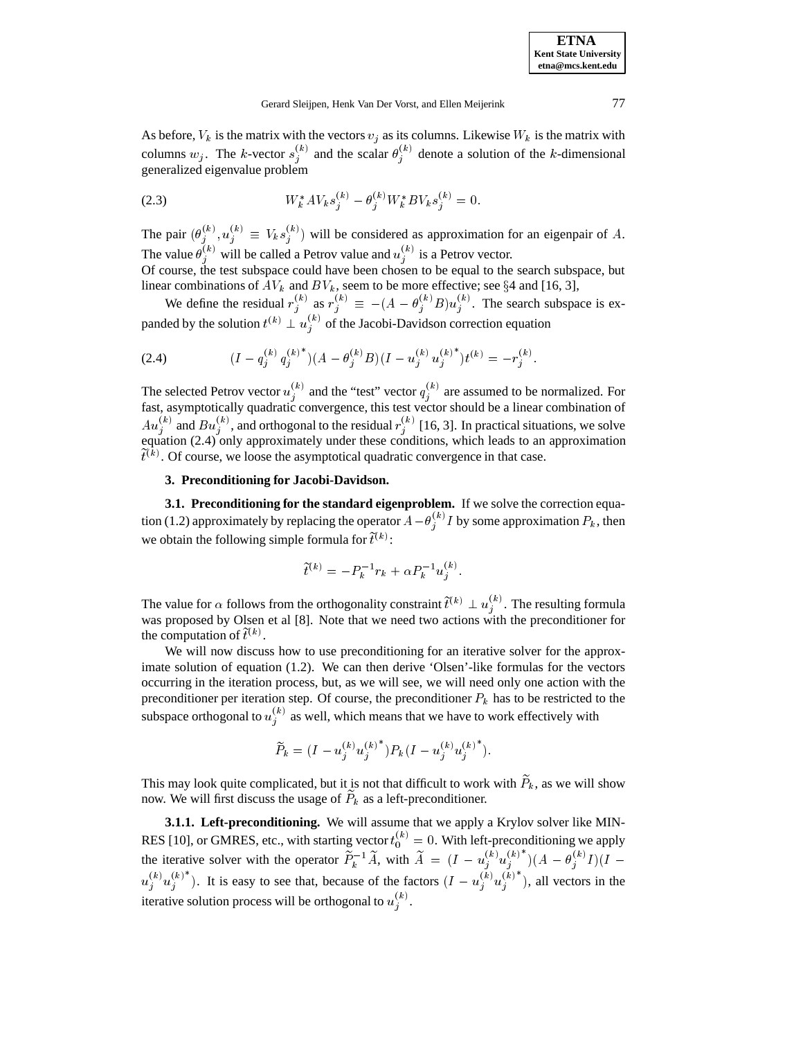As before, $V_k$ is the matrix with the vectors $v_j$ as its columns. Likewise $W_k$ is the matrix with columns $w_j$. The $k$-vector $s_j^{(k)}$ and the scalar $\theta_j^{(k)}$ denote a solution of the $k$-dimensional generalized eigenvalue problem

$$W_k^* A V_k s_j^{(k)} - \theta_j^{(k)} W_k^* B V_k s_j^{(k)} = 0. \tag{2.3}$$

The pair $(\theta_j^{(k)}, u_j^{(k)} \equiv V_k s_j^{(k)})$ will be considered as approximation for an eigenpair of $A$. The value $\theta_j^{(k)}$ will be called a Petrov value and $u_j^{(k)}$ is a Petrov vector.
Of course, the test subspace could have been chosen to be equal to the search subspace, but linear combinations of $AV_k$ and $BV_k$, seem to be more effective; see §4 and [16, 3],

We define the residual $r_j^{(k)}$ as $r_j^{(k)} \equiv -(A - \theta_j^{(k)} B) u_j^{(k)}$. The search subspace is expanded by the solution $t^{(k)} \perp u_j^{(k)}$ of the Jacobi-Davidson correction equation

$$(I - q_j^{(k)} {q_j^{(k)}}^*)(A - \theta_j^{(k)} B)(I - u_j^{(k)} {u_j^{(k)}}^*) t^{(k)} = -r_j^{(k)}. \tag{2.4}$$

The selected Petrov vector $u_j^{(k)}$ and the "test" vector $q_j^{(k)}$ are assumed to be normalized. For fast, asymptotically quadratic convergence, this test vector should be a linear combination of $Au_j^{(k)}$ and $Bu_j^{(k)}$, and orthogonal to the residual $r_j^{(k)}$ [16, 3]. In practical situations, we solve equation (2.4) only approximately under these conditions, which leads to an approximation $\widetilde{t}^{(k)}$. Of course, we loose the asymptotical quadratic convergence in that case.

## 3. Preconditioning for Jacobi-Davidson.

**3.1. Preconditioning for the standard eigenproblem.** If we solve the correction equation (1.2) approximately by replacing the operator $A - \theta_j^{(k)} I$ by some approximation $P_k$, then we obtain the following simple formula for $\widetilde{t}^{(k)}$:

$$\widetilde{t}^{(k)} = -P_k^{-1} r_k + \alpha P_k^{-1} u_j^{(k)}.$$

The value for $\alpha$ follows from the orthogonality constraint $\widetilde{t}^{(k)} \perp u_j^{(k)}$. The resulting formula was proposed by Olsen et al [8]. Note that we need two actions with the preconditioner for the computation of $\widetilde{t}^{(k)}$.

We will now discuss how to use preconditioning for an iterative solver for the approximate solution of equation (1.2). We can then derive 'Olsen'-like formulas for the vectors occurring in the iteration process, but, as we will see, we will need only one action with the preconditioner per iteration step. Of course, the preconditioner $P_k$ has to be restricted to the subspace orthogonal to $u_j^{(k)}$ as well, which means that we have to work effectively with

$$\widetilde{P}_k = (I - u_j^{(k)} {u_j^{(k)}}^*) P_k (I - u_j^{(k)} {u_j^{(k)}}^*).$$

This may look quite complicated, but it is not that difficult to work with $\widetilde{P}_k$, as we will show now. We will first discuss the usage of $\widetilde{P}_k$ as a left-preconditioner.

**3.1.1. Left-preconditioning.** We will assume that we apply a Krylov solver like MINRES [10], or GMRES, etc., with starting vector $t_0^{(k)} = 0$. With left-preconditioning we apply the iterative solver with the operator $\widetilde{P}_k^{-1} \widetilde{A}$, with $\widetilde{A} = (I - u_j^{(k)} {u_j^{(k)}}^*)(A - \theta_j^{(k)} I)(I - u_j^{(k)} {u_j^{(k)}}^*)$. It is easy to see that, because of the factors $(I - u_j^{(k)} {u_j^{(k)}}^*)$, all vectors in the iterative solution process will be orthogonal to $u_j^{(k)}$.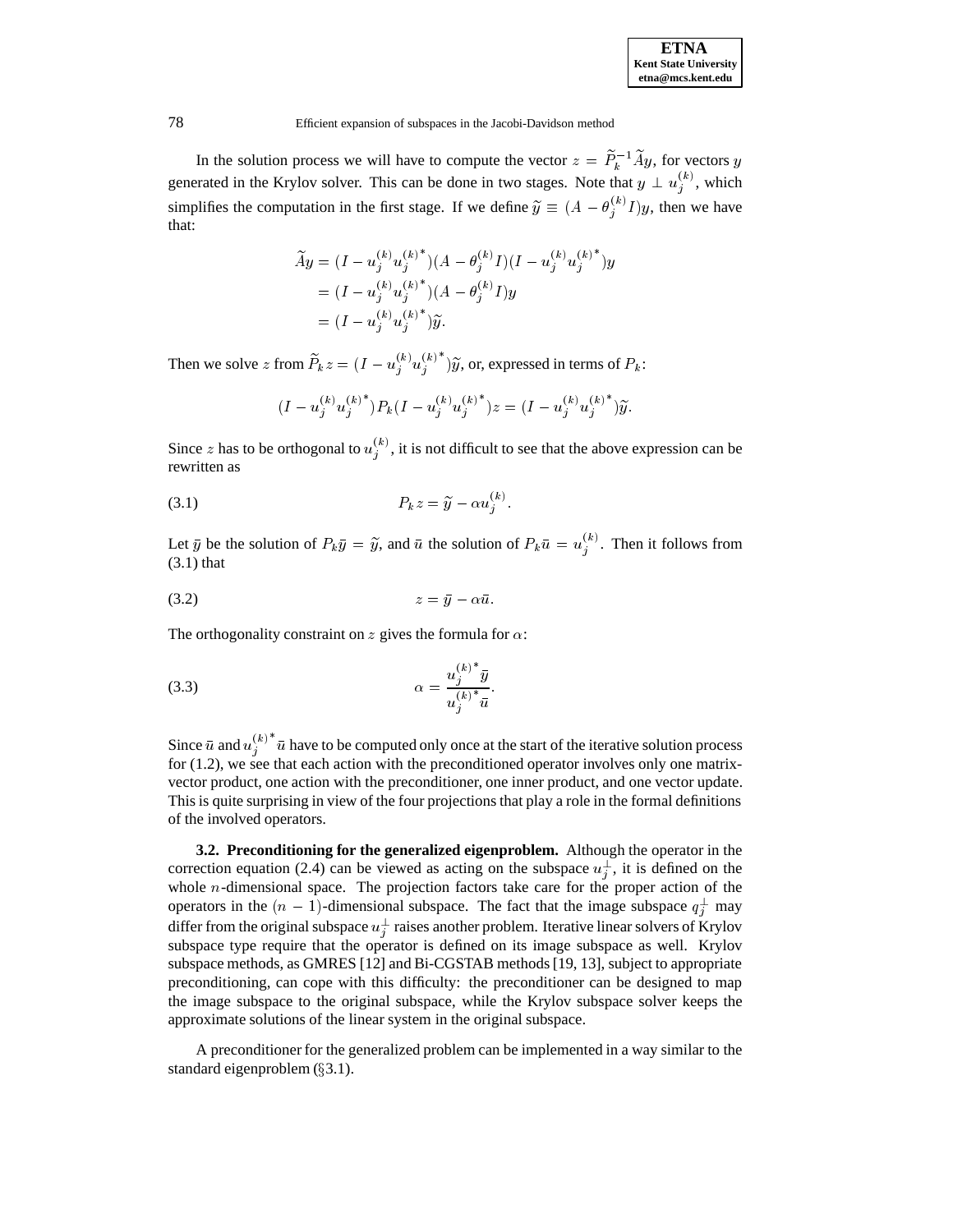In the solution process we will have to compute the vector $z = \widetilde{P}_k^{-1}\widetilde{A}y$, for vectors $y$ generated in the Krylov solver. This can be done in two stages. Note that $y \perp u_j^{(k)}$, which simplifies the computation in the first stage. If we define $\widetilde{y} \equiv (A - \theta_j^{(k)} I)y$, then we have that:

$$
\begin{aligned}
\widetilde{A}y &= (I - u_j^{(k)} u_j^{(k)^*})(A - \theta_j^{(k)} I)(I - u_j^{(k)} u_j^{(k)^*})y \\
&= (I - u_j^{(k)} u_j^{(k)^*})(A - \theta_j^{(k)} I)y \\
&= (I - u_j^{(k)} u_j^{(k)^*})\widetilde{y}.
\end{aligned}
$$

Then we solve $z$ from $\widetilde{P}_k z = (I - u_j^{(k)} u_j^{(k)^*})\widetilde{y}$, or, expressed in terms of $P_k$:

$$
(I - u_j^{(k)} u_j^{(k)^*})P_k(I - u_j^{(k)} u_j^{(k)^*})z = (I - u_j^{(k)} u_j^{(k)^*})\widetilde{y}.
$$

Since $z$ has to be orthogonal to $u_j^{(k)}$, it is not difficult to see that the above expression can be rewritten as

$$
P_k z = \widetilde{y} - \alpha u_j^{(k)}. \tag{3.1}
$$

Let $\bar{y}$ be the solution of $P_k \bar{y} = \widetilde{y}$, and $\bar{u}$ the solution of $P_k \bar{u} = u_j^{(k)}$. Then it follows from (3.1) that

$$
z = \bar{y} - \alpha \bar{u}. \tag{3.2}
$$

The orthogonality constraint on $z$ gives the formula for $\alpha$:

$$
\alpha = \frac{u_j^{(k)^*}\bar{y}}{u_j^{(k)^*}\bar{u}}. \tag{3.3}
$$

Since $\bar{u}$ and $u_j^{(k)^*}\bar{u}$ have to be computed only once at the start of the iterative solution process for (1.2), we see that each action with the preconditioned operator involves only one matrix-vector product, one action with the preconditioner, one inner product, and one vector update. This is quite surprising in view of the four projections that play a role in the formal definitions of the involved operators.

**3.2. Preconditioning for the generalized eigenproblem.** Although the operator in the correction equation (2.4) can be viewed as acting on the subspace $u_j^{\perp}$, it is defined on the whole $n$-dimensional space. The projection factors take care for the proper action of the operators in the $(n-1)$-dimensional subspace. The fact that the image subspace $q_j^{\perp}$ may differ from the original subspace $u_j^{\perp}$ raises another problem. Iterative linear solvers of Krylov subspace type require that the operator is defined on its image subspace as well. Krylov subspace methods, as GMRES [12] and Bi-CGSTAB methods [19, 13], subject to appropriate preconditioning, can cope with this difficulty: the preconditioner can be designed to map the image subspace to the original subspace, while the Krylov subspace solver keeps the approximate solutions of the linear system in the original subspace.

A preconditioner for the generalized problem can be implemented in a way similar to the standard eigenproblem (§3.1).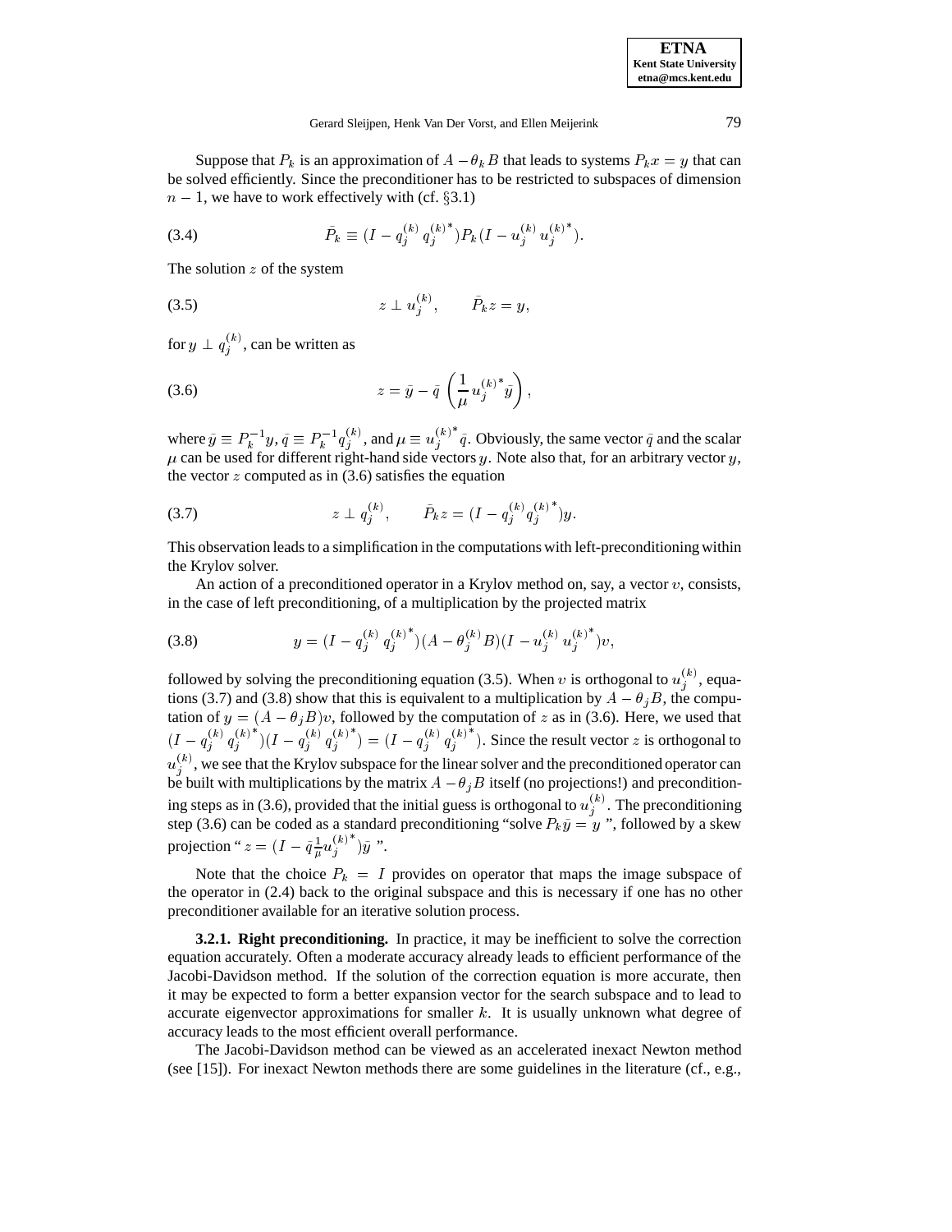Suppose that $P_k$ is an approximation of $A - \theta_k B$ that leads to systems $P_k x = y$ that can be solved efficiently. Since the preconditioner has to be restricted to subspaces of dimension $n-1$, we have to work effectively with (cf. §3.1)

$$\tilde{P}_k \equiv (I - q_j^{(k)} \, q_j^{(k)^*}) P_k (I - u_j^{(k)} \, u_j^{(k)^*}). \tag{3.4}$$

The solution $z$ of the system

$$z \perp u_j^{(k)}, \qquad \tilde{P}_k z = y, \tag{3.5}$$

for $y \perp q_j^{(k)}$, can be written as

$$z = \tilde{y} - \tilde{q} \, \left( \frac{1}{\mu} \, u_j^{(k)^*} \tilde{y} \right), \tag{3.6}$$

where $\tilde{y} \equiv P_k^{-1} y$, $\tilde{q} \equiv P_k^{-1} q_j^{(k)}$, and $\mu \equiv u_j^{(k)^*} \tilde{q}$. Obviously, the same vector $\tilde{q}$ and the scalar $\mu$ can be used for different right-hand side vectors $y$. Note also that, for an arbitrary vector $y$, the vector $z$ computed as in (3.6) satisfies the equation

$$z \perp q_j^{(k)}, \qquad \tilde{P}_k z = (I - q_j^{(k)} q_j^{(k)^*}) y. \tag{3.7}$$

This observation leads to a simplification in the computations with left-preconditioning within the Krylov solver.

An action of a preconditioned operator in a Krylov method on, say, a vector $v$, consists, in the case of left preconditioning, of a multiplication by the projected matrix

$$y = (I - q_j^{(k)} \, q_j^{(k)^*}) (A - \theta_j^{(k)} B) (I - u_j^{(k)} \, u_j^{(k)^*}) v, \tag{3.8}$$

followed by solving the preconditioning equation (3.5). When $v$ is orthogonal to $u_j^{(k)}$, equations (3.7) and (3.8) show that this is equivalent to a multiplication by $A - \theta_j B$, the computation of $y = (A - \theta_j B) v$, followed by the computation of $z$ as in (3.6). Here, we used that $(I - q_j^{(k)} \, q_j^{(k)^*})(I - q_j^{(k)} \, q_j^{(k)^*}) = (I - q_j^{(k)} \, q_j^{(k)^*})$. Since the result vector $z$ is orthogonal to $u_j^{(k)}$, we see that the Krylov subspace for the linear solver and the preconditioned operator can be built with multiplications by the matrix $A - \theta_j B$ itself (no projections!) and preconditioning steps as in (3.6), provided that the initial guess is orthogonal to $u_j^{(k)}$. The preconditioning step (3.6) can be coded as a standard preconditioning "solve $P_k \tilde{y} = y$ ", followed by a skew projection " $z = (I - \tilde{q} \frac{1}{\mu} u_j^{(k)^*}) \tilde{y}$ ".

Note that the choice $P_k = I$ provides on operator that maps the image subspace of the operator in (2.4) back to the original subspace and this is necessary if one has no other preconditioner available for an iterative solution process.

**3.2.1. Right preconditioning.** In practice, it may be inefficient to solve the correction equation accurately. Often a moderate accuracy already leads to efficient performance of the Jacobi-Davidson method. If the solution of the correction equation is more accurate, then it may be expected to form a better expansion vector for the search subspace and to lead to accurate eigenvector approximations for smaller $k$. It is usually unknown what degree of accuracy leads to the most efficient overall performance.

The Jacobi-Davidson method can be viewed as an accelerated inexact Newton method (see [15]). For inexact Newton methods there are some guidelines in the literature (cf., e.g.,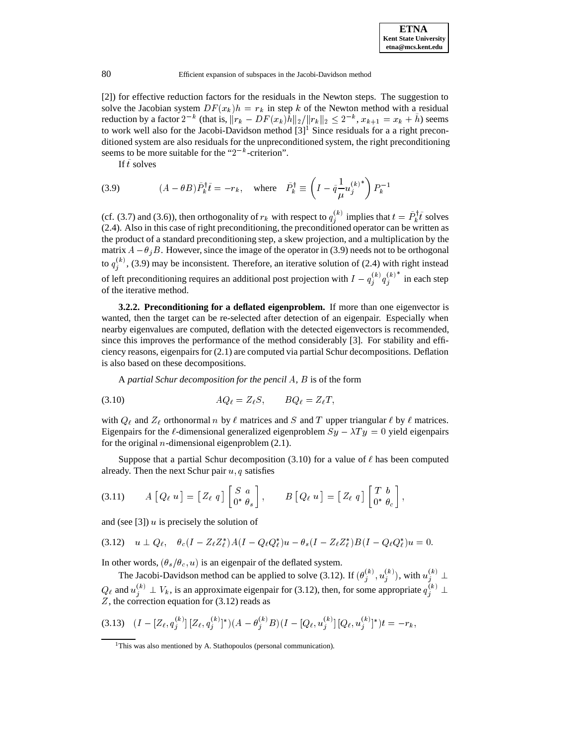[2]) for effective reduction factors for the residuals in the Newton steps. The suggestion to solve the Jacobian system $DF(x_k)h = r_k$ in step $k$ of the Newton method with a residual reduction by a factor $2^{-k}$ (that is, $\|r_k - DF(x_k)\bar{h}\|_2/\|r_k\|_2 \leq 2^{-k}$, $x_{k+1} = x_k + \bar{h}$) seems to work well also for the Jacobi-Davidson method [3][1] Since residuals for a a right preconditioned system are also residuals for the unpreconditioned system, the right preconditioning seems to be more suitable for the "$2^{-k}$-criterion".

If $\bar{t}$ solves

$$(A - \theta B)\bar{P}_k^\dagger \bar{t} = -r_k, \quad \text{where} \quad \bar{P}_k^\dagger \equiv \left(I - \tilde{q}\frac{1}{\mu}{u_j^{(k)}}^*\right)P_k^{-1} \tag{3.9}$$

(cf. (3.7) and (3.6)), then orthogonality of $r_k$ with respect to $q_j^{(k)}$ implies that $t = \bar{P}_k^\dagger \bar{t}$ solves (2.4). Also in this case of right preconditioning, the preconditioned operator can be written as the product of a standard preconditioning step, a skew projection, and a multiplication by the matrix $A - \theta_j B$. However, since the image of the operator in (3.9) needs not to be orthogonal to $q_j^{(k)}$, (3.9) may be inconsistent. Therefore, an iterative solution of (2.4) with right instead of left preconditioning requires an additional post projection with $I - q_j^{(k)}{q_j^{(k)}}^*$ in each step of the iterative method.

**3.2.2. Preconditioning for a deflated eigenproblem.** If more than one eigenvector is wanted, then the target can be re-selected after detection of an eigenpair. Especially when nearby eigenvalues are computed, deflation with the detected eigenvectors is recommended, since this improves the performance of the method considerably [3]. For stability and efficiency reasons, eigenpairs for (2.1) are computed via partial Schur decompositions. Deflation is also based on these decompositions.

A *partial Schur decomposition for the pencil* $A$, $B$ is of the form

$$AQ_\ell = Z_\ell S, \qquad BQ_\ell = Z_\ell T, \tag{3.10}$$

with $Q_\ell$ and $Z_\ell$ orthonormal $n$ by $\ell$ matrices and $S$ and $T$ upper triangular $\ell$ by $\ell$ matrices. Eigenpairs for the $\ell$-dimensional generalized eigenproblem $Sy - \lambda Ty = 0$ yield eigenpairs for the original $n$-dimensional eigenproblem (2.1).

Suppose that a partial Schur decomposition (3.10) for a value of $\ell$ has been computed already. Then the next Schur pair $u, q$ satisfies

$$A\begin{bmatrix} Q_\ell \; u \end{bmatrix} = \begin{bmatrix} Z_\ell \; q \end{bmatrix}\begin{bmatrix} S & a \\ 0^* & \theta_s \end{bmatrix}, \qquad B\begin{bmatrix} Q_\ell \; u \end{bmatrix} = \begin{bmatrix} Z_\ell \; q \end{bmatrix}\begin{bmatrix} T & b \\ 0^* & \theta_c \end{bmatrix}, \tag{3.11}$$

and (see [3]) $u$ is precisely the solution of

$$u \perp Q_\ell, \quad \theta_c(I - Z_\ell Z_\ell^*)A(I - Q_\ell Q_\ell^*)u - \theta_s(I - Z_\ell Z_\ell^*)B(I - Q_\ell Q_\ell^*)u = 0. \tag{3.12}$$

In other words, $(\theta_s/\theta_c, u)$ is an eigenpair of the deflated system.

The Jacobi-Davidson method can be applied to solve (3.12). If $(\theta_j^{(k)}, u_j^{(k)})$, with $u_j^{(k)} \perp Q_\ell$ and $u_j^{(k)} \perp V_k$, is an approximate eigenpair for (3.12), then, for some appropriate $q_j^{(k)} \perp Z$, the correction equation for (3.12) reads as

$$(I - [Z_\ell, q_j^{(k)}]\,[Z_\ell, q_j^{(k)}]^*)(A - \theta_j^{(k)}B)(I - [Q_\ell, u_j^{(k)}]\,[Q_\ell, u_j^{(k)}]^*)t = -r_k, \tag{3.13}$$

[1] This was also mentioned by A. Stathopoulos (personal communication).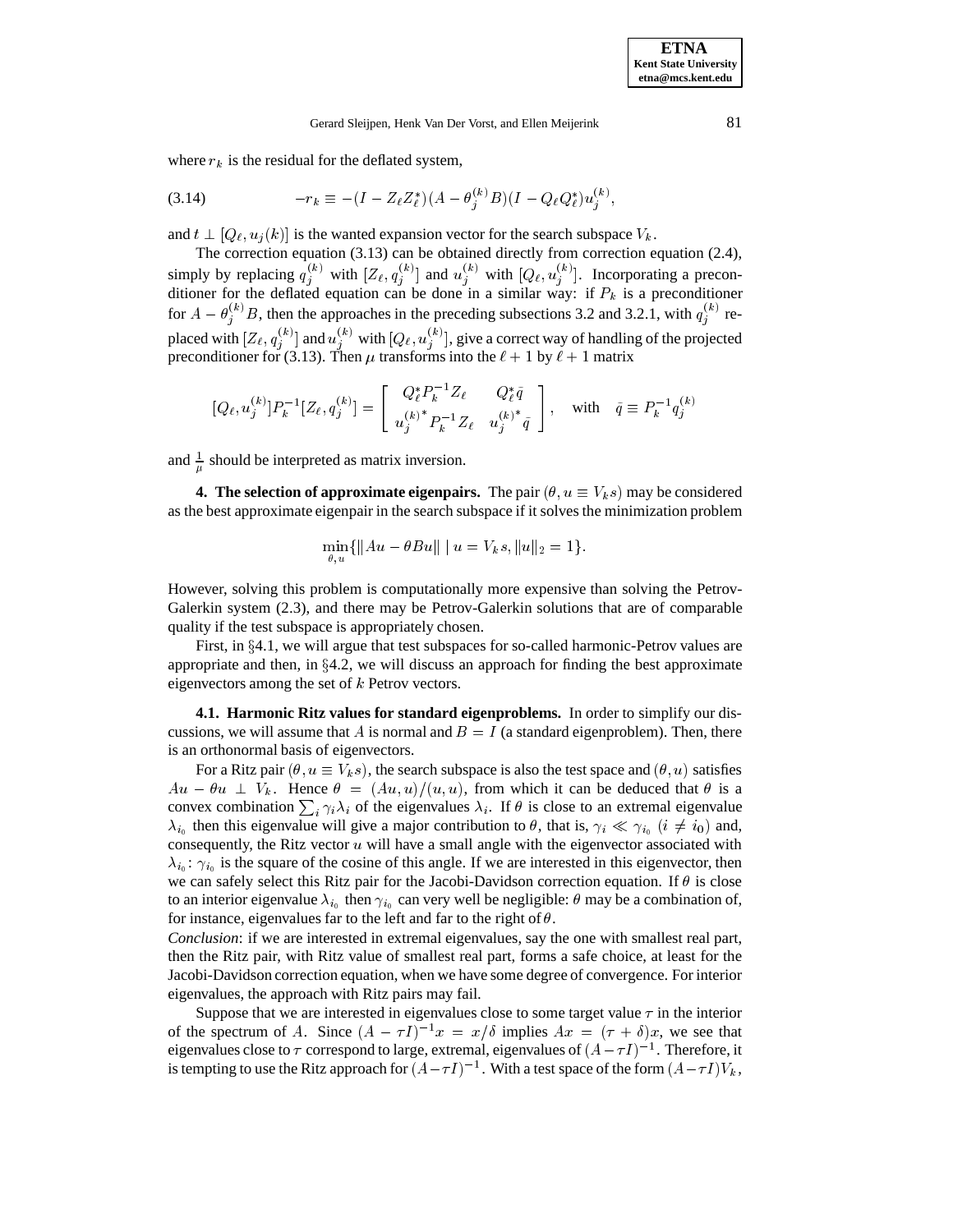where $r_k$ is the residual for the deflated system,

$$-r_k \equiv -(I - Z_\ell Z_\ell^*)(A - \theta_j^{(k)} B)(I - Q_\ell Q_\ell^*) u_j^{(k)}, \tag{3.14}$$

and $t \perp [Q_\ell, u_j(k)]$ is the wanted expansion vector for the search subspace $V_k$.

The correction equation (3.13) can be obtained directly from correction equation (2.4), simply by replacing $q_j^{(k)}$ with $[Z_\ell, q_j^{(k)}]$ and $u_j^{(k)}$ with $[Q_\ell, u_j^{(k)}]$. Incorporating a preconditioner for the deflated equation can be done in a similar way: if $P_k$ is a preconditioner for $A - \theta_j^{(k)} B$, then the approaches in the preceding subsections 3.2 and 3.2.1, with $q_j^{(k)}$ replaced with $[Z_\ell, q_j^{(k)}]$ and $u_j^{(k)}$ with $[Q_\ell, u_j^{(k)}]$, give a correct way of handling of the projected preconditioner for (3.13). Then $\mu$ transforms into the $\ell + 1$ by $\ell + 1$ matrix

$$[Q_\ell, u_j^{(k)}] P_k^{-1} [Z_\ell, q_j^{(k)}] = \begin{bmatrix} Q_\ell^* P_k^{-1} Z_\ell & Q_\ell^* \tilde{q} \\ u_j^{(k)*} P_k^{-1} Z_\ell & u_j^{(k)*} \tilde{q} \end{bmatrix}, \quad \text{with} \quad \tilde{q} \equiv P_k^{-1} q_j^{(k)}$$

and $\frac{1}{\mu}$ should be interpreted as matrix inversion.

## 4. The selection of approximate eigenpairs.

The pair $(\theta, u \equiv V_k s)$ may be considered as the best approximate eigenpair in the search subspace if it solves the minimization problem

$$\min_{\theta, u} \{ \|Au - \theta Bu\| \mid u = V_k s, \|u\|_2 = 1 \}.$$

However, solving this problem is computationally more expensive than solving the Petrov-Galerkin system (2.3), and there may be Petrov-Galerkin solutions that are of comparable quality if the test subspace is appropriately chosen.

First, in §4.1, we will argue that test subspaces for so-called harmonic-Petrov values are appropriate and then, in §4.2, we will discuss an approach for finding the best approximate eigenvectors among the set of $k$ Petrov vectors.

### 4.1. Harmonic Ritz values for standard eigenproblems.

In order to simplify our discussions, we will assume that $A$ is normal and $B = I$ (a standard eigenproblem). Then, there is an orthonormal basis of eigenvectors.

For a Ritz pair $(\theta, u \equiv V_k s)$, the search subspace is also the test space and $(\theta, u)$ satisfies $Au - \theta u \perp V_k$. Hence $\theta = (Au, u)/(u, u)$, from which it can be deduced that $\theta$ is a convex combination $\sum_i \gamma_i \lambda_i$ of the eigenvalues $\lambda_i$. If $\theta$ is close to an extremal eigenvalue $\lambda_{i_0}$ then this eigenvalue will give a major contribution to $\theta$, that is, $\gamma_i \ll \gamma_{i_0}$ $(i \neq i_0)$ and, consequently, the Ritz vector $u$ will have a small angle with the eigenvector associated with $\lambda_{i_0}$: $\gamma_{i_0}$ is the square of the cosine of this angle. If we are interested in this eigenvector, then we can safely select this Ritz pair for the Jacobi-Davidson correction equation. If $\theta$ is close to an interior eigenvalue $\lambda_{i_0}$ then $\gamma_{i_0}$ can very well be negligible: $\theta$ may be a combination of, for instance, eigenvalues far to the left and far to the right of $\theta$.

*Conclusion*: if we are interested in extremal eigenvalues, say the one with smallest real part, then the Ritz pair, with Ritz value of smallest real part, forms a safe choice, at least for the Jacobi-Davidson correction equation, when we have some degree of convergence. For interior eigenvalues, the approach with Ritz pairs may fail.

Suppose that we are interested in eigenvalues close to some target value $\tau$ in the interior of the spectrum of $A$. Since $(A - \tau I)^{-1} x = x/\delta$ implies $Ax = (\tau + \delta)x$, we see that eigenvalues close to $\tau$ correspond to large, extremal, eigenvalues of $(A - \tau I)^{-1}$. Therefore, it is tempting to use the Ritz approach for $(A - \tau I)^{-1}$. With a test space of the form $(A - \tau I)V_k$,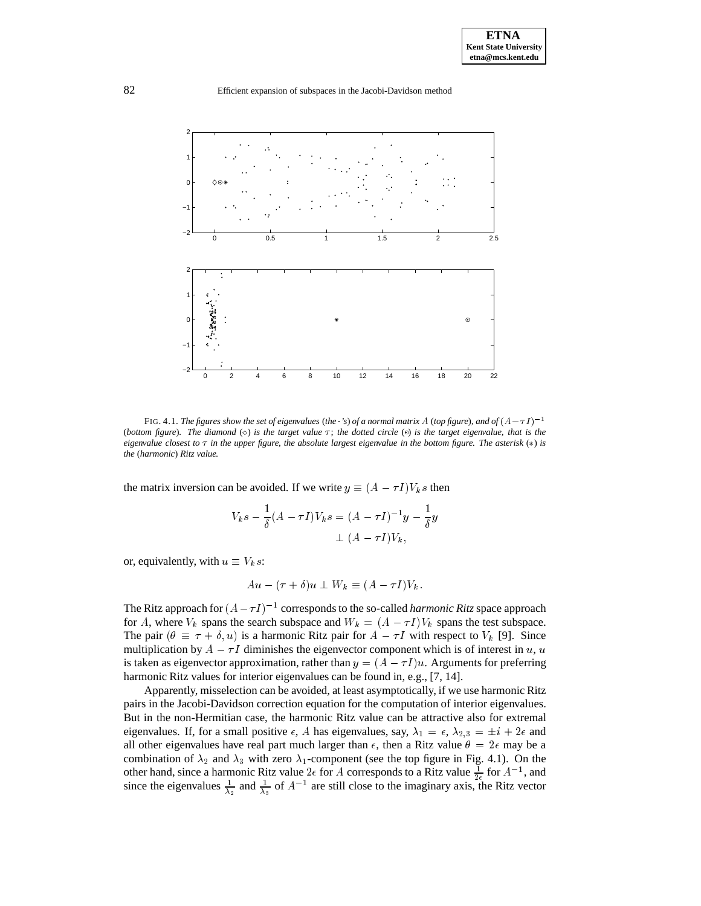FIG. 4.1. *The figures show the set of eigenvalues (the $\cdot$'s) of a normal matrix $A$ (top figure), and of $(A-\tau I)^{-1}$ (bottom figure). The diamond ($\diamond$) is the target value $\tau$; the dotted circle ($\odot$) is the target eigenvalue, that is the eigenvalue closest to $\tau$ in the upper figure, the absolute largest eigenvalue in the bottom figure. The asterisk ($*$) is the (harmonic) Ritz value.*

the matrix inversion can be avoided. If we write $y \equiv (A - \tau I)V_k s$ then

$$V_k s - \frac{1}{\delta}(A - \tau I)V_k s = (A - \tau I)^{-1}y - \frac{1}{\delta}y \perp (A - \tau I)V_k,$$

or, equivalently, with $u \equiv V_k s$:

$$Au - (\tau + \delta)u \perp W_k \equiv (A - \tau I)V_k.$$

The Ritz approach for $(A - \tau I)^{-1}$ corresponds to the so-called *harmonic Ritz* space approach for $A$, where $V_k$ spans the search subspace and $W_k = (A - \tau I)V_k$ spans the test subspace. The pair $(\theta \equiv \tau + \delta, u)$ is a harmonic Ritz pair for $A - \tau I$ with respect to $V_k$ [9]. Since multiplication by $A - \tau I$ diminishes the eigenvector component which is of interest in $u$, $u$ is taken as eigenvector approximation, rather than $y = (A - \tau I)u$. Arguments for preferring harmonic Ritz values for interior eigenvalues can be found in, e.g., [7, 14].

Apparently, misselection can be avoided, at least asymptotically, if we use harmonic Ritz pairs in the Jacobi-Davidson correction equation for the computation of interior eigenvalues. But in the non-Hermitian case, the harmonic Ritz value can be attractive also for extremal eigenvalues. If, for a small positive $\epsilon$, $A$ has eigenvalues, say, $\lambda_1 = \epsilon$, $\lambda_{2,3} = \pm i + 2\epsilon$ and all other eigenvalues have real part much larger than $\epsilon$, then a Ritz value $\theta = 2\epsilon$ may be a combination of $\lambda_2$ and $\lambda_3$ with zero $\lambda_1$-component (see the top figure in Fig. 4.1). On the other hand, since a harmonic Ritz value $2\epsilon$ for $A$ corresponds to a Ritz value $\frac{1}{2\epsilon}$ for $A^{-1}$, and since the eigenvalues $\frac{1}{\lambda_2}$ and $\frac{1}{\lambda_3}$ of $A^{-1}$ are still close to the imaginary axis, the Ritz vector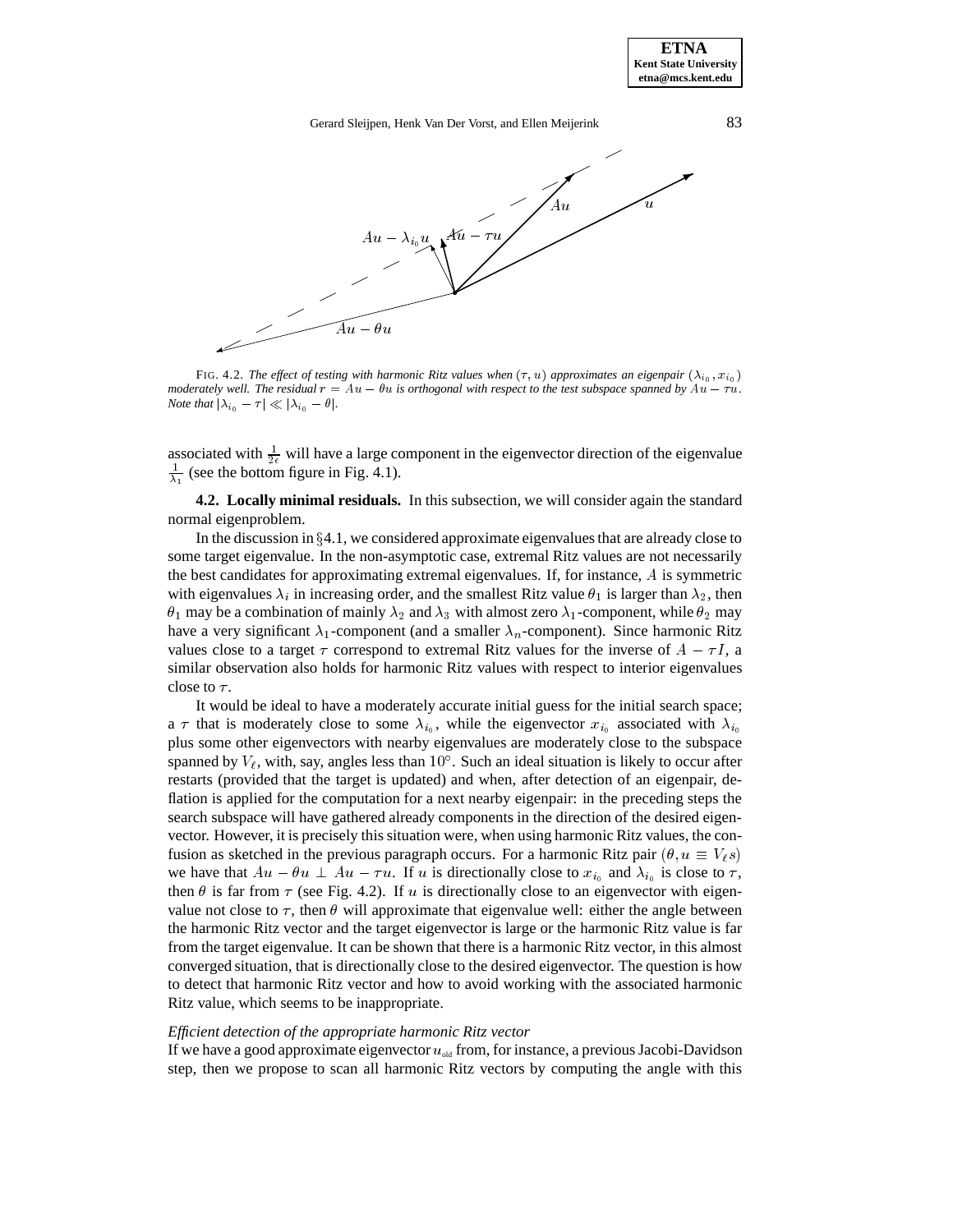$Au - \lambda_{i_0} u$ $Au - \tau u$ $Au$ $u$ $Au - \theta u$

FIG. 4.2. *The effect of testing with harmonic Ritz values when $(\tau, u)$ approximates an eigenpair $(\lambda_{i_0}, x_{i_0})$ moderately well. The residual $r = Au - \theta u$ is orthogonal with respect to the test subspace spanned by $Au - \tau u$. Note that $|\lambda_{i_0} - \tau| \ll |\lambda_{i_0} - \theta|$.*

associated with $\frac{1}{2\epsilon}$ will have a large component in the eigenvector direction of the eigenvalue $\frac{1}{\lambda_1}$ (see the bottom figure in Fig. 4.1).

**4.2. Locally minimal residuals.** In this subsection, we will consider again the standard normal eigenproblem.

In the discussion in §4.1, we considered approximate eigenvalues that are already close to some target eigenvalue. In the non-asymptotic case, extremal Ritz values are not necessarily the best candidates for approximating extremal eigenvalues. If, for instance, $A$ is symmetric with eigenvalues $\lambda_i$ in increasing order, and the smallest Ritz value $\theta_1$ is larger than $\lambda_2$, then $\theta_1$ may be a combination of mainly $\lambda_2$ and $\lambda_3$ with almost zero $\lambda_1$-component, while $\theta_2$ may have a very significant $\lambda_1$-component (and a smaller $\lambda_n$-component). Since harmonic Ritz values close to a target $\tau$ correspond to extremal Ritz values for the inverse of $A - \tau I$, a similar observation also holds for harmonic Ritz values with respect to interior eigenvalues close to $\tau$.

It would be ideal to have a moderately accurate initial guess for the initial search space; a $\tau$ that is moderately close to some $\lambda_{i_0}$, while the eigenvector $x_{i_0}$ associated with $\lambda_{i_0}$ plus some other eigenvectors with nearby eigenvalues are moderately close to the subspace spanned by $V_\ell$, with, say, angles less than $10^\circ$. Such an ideal situation is likely to occur after restarts (provided that the target is updated) and when, after detection of an eigenpair, deflation is applied for the computation for a next nearby eigenpair: in the preceding steps the search subspace will have gathered already components in the direction of the desired eigenvector. However, it is precisely this situation were, when using harmonic Ritz values, the confusion as sketched in the previous paragraph occurs. For a harmonic Ritz pair $(\theta, u \equiv V_\ell s)$ we have that $Au - \theta u \perp Au - \tau u$. If $u$ is directionally close to $x_{i_0}$ and $\lambda_{i_0}$ is close to $\tau$, then $\theta$ is far from $\tau$ (see Fig. 4.2). If $u$ is directionally close to an eigenvector with eigenvalue not close to $\tau$, then $\theta$ will approximate that eigenvalue well: either the angle between the harmonic Ritz vector and the target eigenvector is large or the harmonic Ritz value is far from the target eigenvalue. It can be shown that there is a harmonic Ritz vector, in this almost converged situation, that is directionally close to the desired eigenvector. The question is how to detect that harmonic Ritz vector and how to avoid working with the associated harmonic Ritz value, which seems to be inappropriate.

*Efficient detection of the appropriate harmonic Ritz vector*

If we have a good approximate eigenvector $u_{\text{old}}$ from, for instance, a previous Jacobi-Davidson step, then we propose to scan all harmonic Ritz vectors by computing the angle with this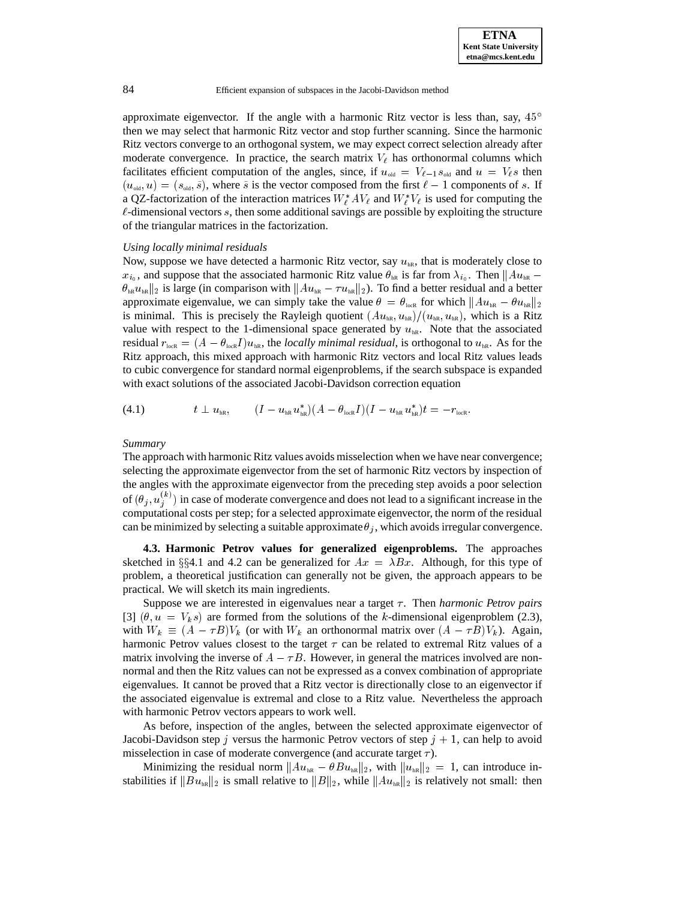approximate eigenvector. If the angle with a harmonic Ritz vector is less than, say, $45^\circ$ then we may select that harmonic Ritz vector and stop further scanning. Since the harmonic Ritz vectors converge to an orthogonal system, we may expect correct selection already after moderate convergence. In practice, the search matrix $V_\ell$ has orthonormal columns which facilitates efficient computation of the angles, since, if $u_{\rm old} = V_{\ell-1} s_{\rm old}$ and $u = V_\ell s$ then $(u_{\rm old}, u) = (s_{\rm old}, \bar{s})$, where $\bar{s}$ is the vector composed from the first $\ell - 1$ components of $s$. If a QZ-factorization of the interaction matrices $W_\ell^* A V_\ell$ and $W_\ell^* V_\ell$ is used for computing the $\ell$-dimensional vectors $s$, then some additional savings are possible by exploiting the structure of the triangular matrices in the factorization.

*Using locally minimal residuals*

Now, suppose we have detected a harmonic Ritz vector, say $u_{\rm hR}$, that is moderately close to $x_{i_0}$, and suppose that the associated harmonic Ritz value $\theta_{\rm hR}$ is far from $\lambda_{i_0}$. Then $\|Au_{\rm hR} - \theta_{\rm hR} u_{\rm hR}\|_2$ is large (in comparison with $\|Au_{\rm hR} - \tau u_{\rm hR}\|_2$). To find a better residual and a better approximate eigenvalue, we can simply take the value $\theta = \theta_{\rm locR}$ for which $\|Au_{\rm hR} - \theta u_{\rm hR}\|_2$ is minimal. This is precisely the Rayleigh quotient $(Au_{\rm hR}, u_{\rm hR})/(u_{\rm hR}, u_{\rm hR})$, which is a Ritz value with respect to the 1-dimensional space generated by $u_{\rm hR}$. Note that the associated residual $r_{\rm locR} = (A - \theta_{\rm locR} I) u_{\rm hR}$, the *locally minimal residual*, is orthogonal to $u_{\rm hR}$. As for the Ritz approach, this mixed approach with harmonic Ritz vectors and local Ritz values leads to cubic convergence for standard normal eigenproblems, if the search subspace is expanded with exact solutions of the associated Jacobi-Davidson correction equation

$$t \perp u_{\rm hR}, \qquad (I - u_{\rm hR} u_{\rm hR}^*)(A - \theta_{\rm locR} I)(I - u_{\rm hR} u_{\rm hR}^*) t = -r_{\rm locR}. \tag{4.1}$$

*Summary*

The approach with harmonic Ritz values avoids misselection when we have near convergence; selecting the approximate eigenvector from the set of harmonic Ritz vectors by inspection of the angles with the approximate eigenvector from the preceding step avoids a poor selection of $(\theta_j, u_j^{(k)})$ in case of moderate convergence and does not lead to a significant increase in the computational costs per step; for a selected approximate eigenvector, the norm of the residual can be minimized by selecting a suitable approximate $\theta_j$, which avoids irregular convergence.

**4.3. Harmonic Petrov values for generalized eigenproblems.** The approaches sketched in §§4.1 and 4.2 can be generalized for $Ax = \lambda Bx$. Although, for this type of problem, a theoretical justification can generally not be given, the approach appears to be practical. We will sketch its main ingredients.

Suppose we are interested in eigenvalues near a target $\tau$. Then *harmonic Petrov pairs* [3] $(\theta, u = V_k s)$ are formed from the solutions of the $k$-dimensional eigenproblem (2.3), with $W_k \equiv (A - \tau B) V_k$ (or with $W_k$ an orthonormal matrix over $(A - \tau B) V_k$). Again, harmonic Petrov values closest to the target $\tau$ can be related to extremal Ritz values of a matrix involving the inverse of $A - \tau B$. However, in general the matrices involved are non-normal and then the Ritz values can not be expressed as a convex combination of appropriate eigenvalues. It cannot be proved that a Ritz vector is directionally close to an eigenvector if the associated eigenvalue is extremal and close to a Ritz value. Nevertheless the approach with harmonic Petrov vectors appears to work well.

As before, inspection of the angles, between the selected approximate eigenvector of Jacobi-Davidson step $j$ versus the harmonic Petrov vectors of step $j + 1$, can help to avoid misselection in case of moderate convergence (and accurate target $\tau$).

Minimizing the residual norm $\|Au_{\rm hR} - \theta B u_{\rm hR}\|_2$, with $\|u_{\rm hR}\|_2 = 1$, can introduce instabilities if $\|Bu_{\rm hR}\|_2$ is small relative to $\|B\|_2$, while $\|Au_{\rm hR}\|_2$ is relatively not small: then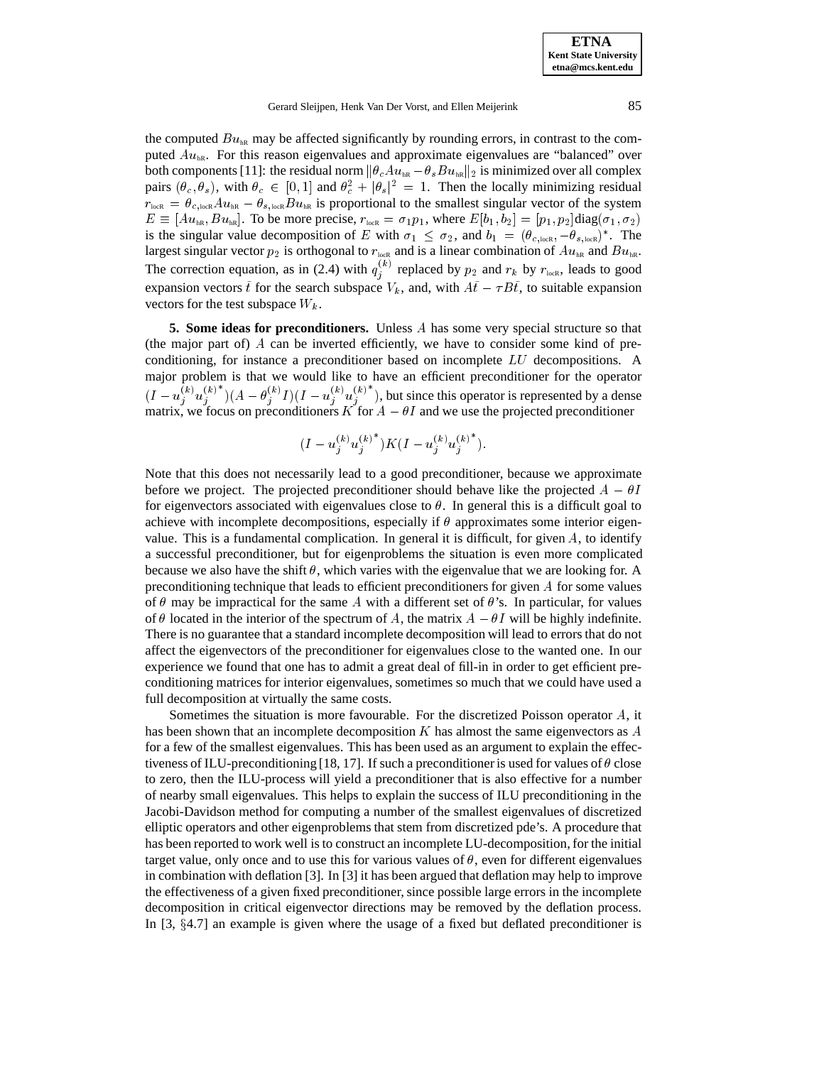the computed $Bu_{\text{hR}}$ may be affected significantly by rounding errors, in contrast to the computed $Au_{\text{hR}}$. For this reason eigenvalues and approximate eigenvalues are "balanced" over both components [11]: the residual norm $\|\theta_c Au_{\text{hR}} - \theta_s Bu_{\text{hR}}\|_2$ is minimized over all complex pairs $(\theta_c, \theta_s)$, with $\theta_c \in [0,1]$ and $\theta_c^2 + |\theta_s|^2 = 1$. Then the locally minimizing residual $r_{\text{locR}} = \theta_{c,\text{locR}} Au_{\text{hR}} - \theta_{s,\text{locR}} Bu_{\text{hR}}$ is proportional to the smallest singular vector of the system $E \equiv [Au_{\text{hR}}, Bu_{\text{hR}}]$. To be more precise, $r_{\text{locR}} = \sigma_1 p_1$, where $E[b_1, b_2] = [p_1, p_2]\text{diag}(\sigma_1, \sigma_2)$ is the singular value decomposition of $E$ with $\sigma_1 \leq \sigma_2$, and $b_1 = (\theta_{c,\text{locR}}, -\theta_{s,\text{locR}})^*$. The largest singular vector $p_2$ is orthogonal to $r_{\text{locR}}$ and is a linear combination of $Au_{\text{hR}}$ and $Bu_{\text{hR}}$. The correction equation, as in (2.4) with $q_j^{(k)}$ replaced by $p_2$ and $r_k$ by $r_{\text{locR}}$, leads to good expansion vectors $\bar{t}$ for the search subspace $V_k$, and, with $A\bar{t} - \tau B\bar{t}$, to suitable expansion vectors for the test subspace $W_k$.

**5. Some ideas for preconditioners.** Unless $A$ has some very special structure so that (the major part of) $A$ can be inverted efficiently, we have to consider some kind of preconditioning, for instance a preconditioner based on incomplete $LU$ decompositions. A major problem is that we would like to have an efficient preconditioner for the operator $(I - u_j^{(k)} u_j^{(k)^*})(A - \theta_j^{(k)} I)(I - u_j^{(k)} u_j^{(k)^*})$, but since this operator is represented by a dense matrix, we focus on preconditioners $K$ for $A - \theta I$ and we use the projected preconditioner

$$(I - u_j^{(k)} u_j^{(k)^*}) K (I - u_j^{(k)} u_j^{(k)^*}).$$

Note that this does not necessarily lead to a good preconditioner, because we approximate before we project. The projected preconditioner should behave like the projected $A - \theta I$ for eigenvectors associated with eigenvalues close to $\theta$. In general this is a difficult goal to achieve with incomplete decompositions, especially if $\theta$ approximates some interior eigenvalue. This is a fundamental complication. In general it is difficult, for given $A$, to identify a successful preconditioner, but for eigenproblems the situation is even more complicated because we also have the shift $\theta$, which varies with the eigenvalue that we are looking for. A preconditioning technique that leads to efficient preconditioners for given $A$ for some values of $\theta$ may be impractical for the same $A$ with a different set of $\theta$'s. In particular, for values of $\theta$ located in the interior of the spectrum of $A$, the matrix $A - \theta I$ will be highly indefinite. There is no guarantee that a standard incomplete decomposition will lead to errors that do not affect the eigenvectors of the preconditioner for eigenvalues close to the wanted one. In our experience we found that one has to admit a great deal of fill-in in order to get efficient preconditioning matrices for interior eigenvalues, sometimes so much that we could have used a full decomposition at virtually the same costs.

Sometimes the situation is more favourable. For the discretized Poisson operator $A$, it has been shown that an incomplete decomposition $K$ has almost the same eigenvectors as $A$ for a few of the smallest eigenvalues. This has been used as an argument to explain the effectiveness of ILU-preconditioning [18, 17]. If such a preconditioner is used for values of $\theta$ close to zero, then the ILU-process will yield a preconditioner that is also effective for a number of nearby small eigenvalues. This helps to explain the success of ILU preconditioning in the Jacobi-Davidson method for computing a number of the smallest eigenvalues of discretized elliptic operators and other eigenproblems that stem from discretized pde's. A procedure that has been reported to work well is to construct an incomplete LU-decomposition, for the initial target value, only once and to use this for various values of $\theta$, even for different eigenvalues in combination with deflation [3]. In [3] it has been argued that deflation may help to improve the effectiveness of a given fixed preconditioner, since possible large errors in the incomplete decomposition in critical eigenvector directions may be removed by the deflation process. In [3, §4.7] an example is given where the usage of a fixed but deflated preconditioner is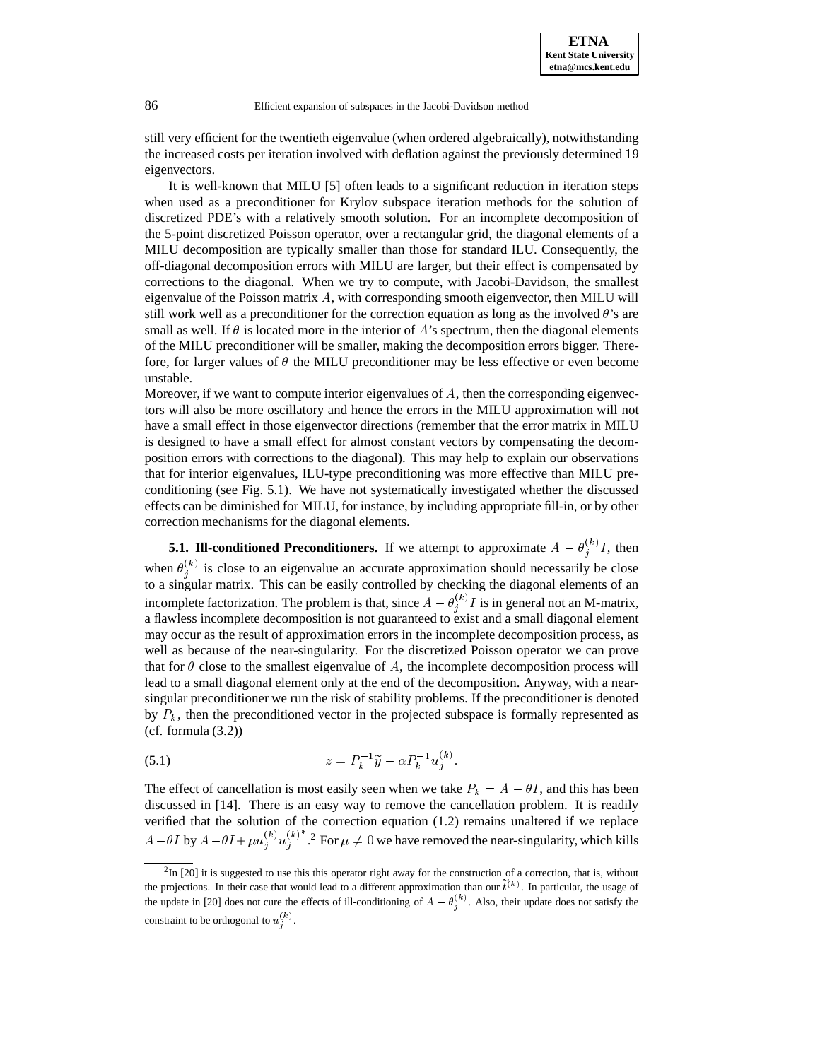still very efficient for the twentieth eigenvalue (when ordered algebraically), notwithstanding the increased costs per iteration involved with deflation against the previously determined 19 eigenvectors.

It is well-known that MILU [5] often leads to a significant reduction in iteration steps when used as a preconditioner for Krylov subspace iteration methods for the solution of discretized PDE's with a relatively smooth solution. For an incomplete decomposition of the 5-point discretized Poisson operator, over a rectangular grid, the diagonal elements of a MILU decomposition are typically smaller than those for standard ILU. Consequently, the off-diagonal decomposition errors with MILU are larger, but their effect is compensated by corrections to the diagonal. When we try to compute, with Jacobi-Davidson, the smallest eigenvalue of the Poisson matrix $A$, with corresponding smooth eigenvector, then MILU will still work well as a preconditioner for the correction equation as long as the involved $\theta$'s are small as well. If $\theta$ is located more in the interior of $A$'s spectrum, then the diagonal elements of the MILU preconditioner will be smaller, making the decomposition errors bigger. Therefore, for larger values of $\theta$ the MILU preconditioner may be less effective or even become unstable.
Moreover, if we want to compute interior eigenvalues of $A$, then the corresponding eigenvectors will also be more oscillatory and hence the errors in the MILU approximation will not have a small effect in those eigenvector directions (remember that the error matrix in MILU is designed to have a small effect for almost constant vectors by compensating the decomposition errors with corrections to the diagonal). This may help to explain our observations that for interior eigenvalues, ILU-type preconditioning was more effective than MILU preconditioning (see Fig. 5.1). We have not systematically investigated whether the discussed effects can be diminished for MILU, for instance, by including appropriate fill-in, or by other correction mechanisms for the diagonal elements.

**5.1. Ill-conditioned Preconditioners.** If we attempt to approximate $A - \theta_j^{(k)} I$, then when $\theta_j^{(k)}$ is close to an eigenvalue an accurate approximation should necessarily be close to a singular matrix. This can be easily controlled by checking the diagonal elements of an incomplete factorization. The problem is that, since $A - \theta_j^{(k)} I$ is in general not an M-matrix, a flawless incomplete decomposition is not guaranteed to exist and a small diagonal element may occur as the result of approximation errors in the incomplete decomposition process, as well as because of the near-singularity. For the discretized Poisson operator we can prove that for $\theta$ close to the smallest eigenvalue of $A$, the incomplete decomposition process will lead to a small diagonal element only at the end of the decomposition. Anyway, with a near-singular preconditioner we run the risk of stability problems. If the preconditioner is denoted by $P_k$, then the preconditioned vector in the projected subspace is formally represented as (cf. formula (3.2))

$$z = P_k^{-1} \widetilde{y} - \alpha P_k^{-1} u_j^{(k)}. \tag{5.1}$$

The effect of cancellation is most easily seen when we take $P_k = A - \theta I$, and this has been discussed in [14]. There is an easy way to remove the cancellation problem. It is readily verified that the solution of the correction equation (1.2) remains unaltered if we replace $A - \theta I$ by $A - \theta I + \mu u_j^{(k)} {u_j^{(k)}}^*$.[2] For $\mu \neq 0$ we have removed the near-singularity, which kills

[2] In [20] it is suggested to use this this operator right away for the construction of a correction, that is, without the projections. In their case that would lead to a different approximation than our $\widetilde{t}^{(k)}$. In particular, the usage of the update in [20] does not cure the effects of ill-conditioning of $A - \theta_j^{(k)}$. Also, their update does not satisfy the constraint to be orthogonal to $u_j^{(k)}$.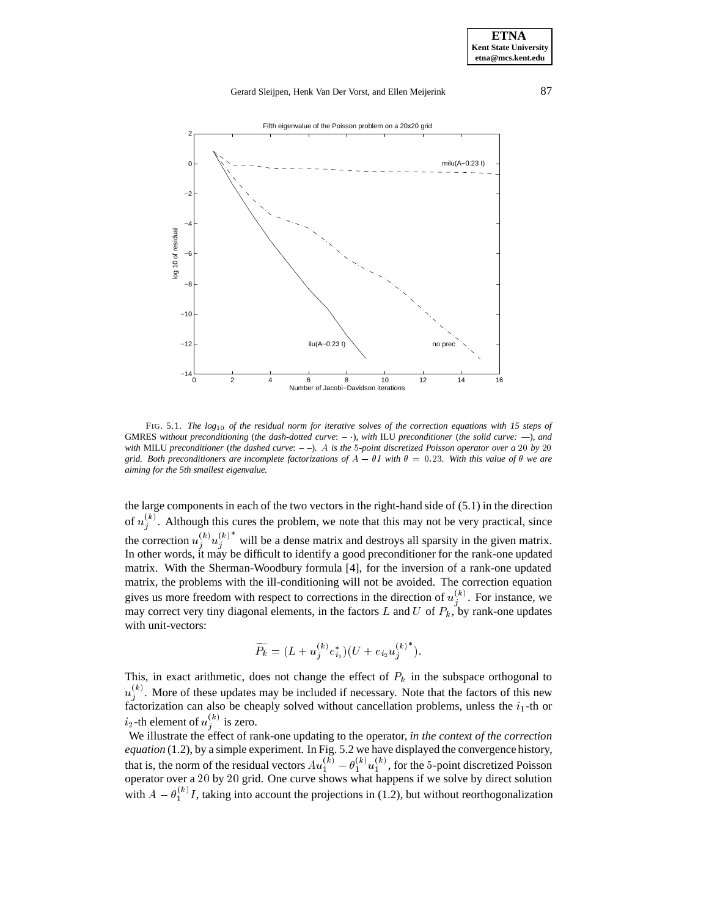FIG. 5.1. *The $\log_{10}$ of the residual norm for iterative solves of the correction equations with 15 steps of* GMRES *without preconditioning* (*the dash-dotted curve*: $- \cdot$), *with* ILU *preconditioner* (*the solid curve:* —), *and with* MILU *preconditioner* (*the dashed curve*: $- -$). *$A$ is the 5-point discretized Poisson operator over a 20 by 20 grid. Both preconditioners are incomplete factorizations of $A - \theta I$ with $\theta = 0.23$. With this value of $\theta$ we are aiming for the 5th smallest eigenvalue.*

the large components in each of the two vectors in the right-hand side of (5.1) in the direction of $u_j^{(k)}$. Although this cures the problem, we note that this may not be very practical, since the correction $u_j^{(k)} u_j^{(k)*}$ will be a dense matrix and destroys all sparsity in the given matrix. In other words, it may be difficult to identify a good preconditioner for the rank-one updated matrix. With the Sherman-Woodbury formula [4], for the inversion of a rank-one updated matrix, the problems with the ill-conditioning will not be avoided. The correction equation gives us more freedom with respect to corrections in the direction of $u_j^{(k)}$. For instance, we may correct very tiny diagonal elements, in the factors $L$ and $U$ of $P_k$, by rank-one updates with unit-vectors:

$$\widetilde{P_k} = (L + u_j^{(k)} e_{i_1}^*)(U + e_{i_2} u_j^{(k)*}).$$

This, in exact arithmetic, does not change the effect of $P_k$ in the subspace orthogonal to $u_j^{(k)}$. More of these updates may be included if necessary. Note that the factors of this new factorization can also be cheaply solved without cancellation problems, unless the $i_1$-th or $i_2$-th element of $u_j^{(k)}$ is zero.

We illustrate the effect of rank-one updating to the operator, *in the context of the correction equation* (1.2), by a simple experiment. In Fig. 5.2 we have displayed the convergence history, that is, the norm of the residual vectors $Au_1^{(k)} - \theta_1^{(k)} u_1^{(k)}$, for the 5-point discretized Poisson operator over a 20 by 20 grid. One curve shows what happens if we solve by direct solution with $A - \theta_1^{(k)} I$, taking into account the projections in (1.2), but without reorthogonalization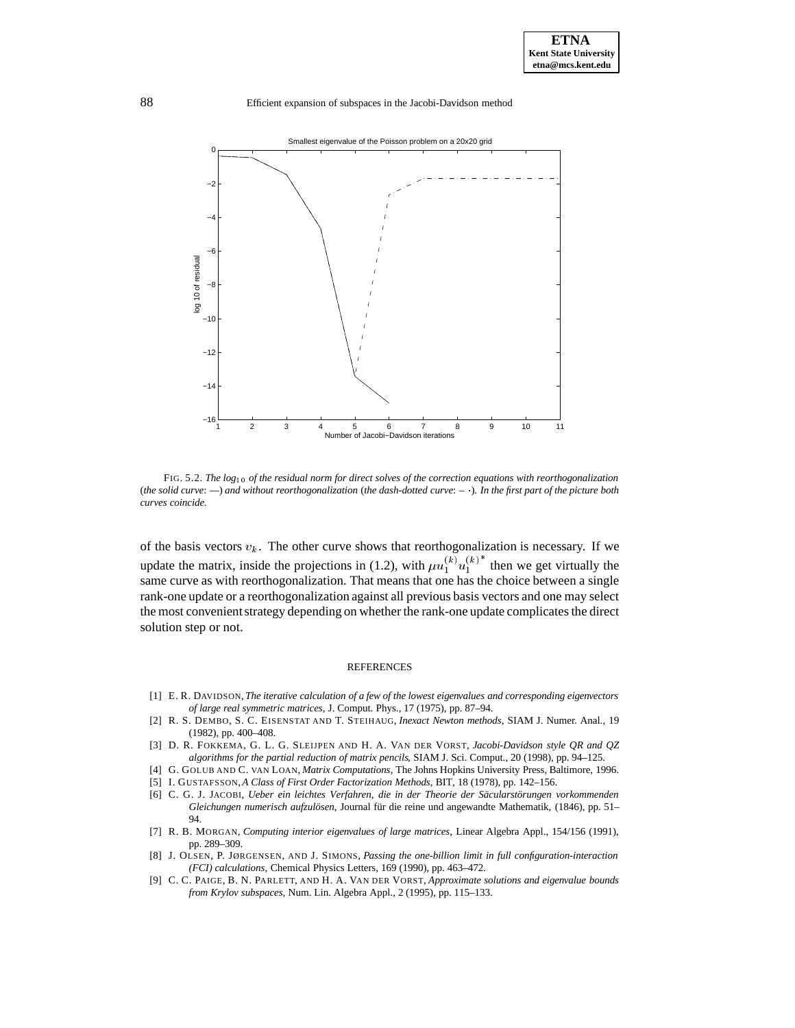FIG. 5.2. *The $\log_{10}$ of the residual norm for direct solves of the correction equations with reorthogonalization (the solid curve: —) and without reorthogonalization (the dash-dotted curve: $-\cdot$). In the first part of the picture both curves coincide.*

of the basis vectors $v_k$. The other curve shows that reorthogonalization is necessary. If we update the matrix, inside the projections in (1.2), with $\mu u_1^{(k)} u_1^{(k)^*}$ then we get virtually the same curve as with reorthogonalization. That means that one has the choice between a single rank-one update or a reorthogonalization against all previous basis vectors and one may select the most convenient strategy depending on whether the rank-one update complicates the direct solution step or not.

## REFERENCES

[1] E. R. DAVIDSON, *The iterative calculation of a few of the lowest eigenvalues and corresponding eigenvectors of large real symmetric matrices*, J. Comput. Phys., 17 (1975), pp. 87–94.

[2] R. S. DEMBO, S. C. EISENSTAT AND T. STEIHAUG, *Inexact Newton methods*, SIAM J. Numer. Anal., 19 (1982), pp. 400–408.

[3] D. R. FOKKEMA, G. L. G. SLEIJPEN AND H. A. VAN DER VORST, *Jacobi-Davidson style QR and QZ algorithms for the partial reduction of matrix pencils*, SIAM J. Sci. Comput., 20 (1998), pp. 94–125.

[4] G. GOLUB AND C. VAN LOAN, *Matrix Computations*, The Johns Hopkins University Press, Baltimore, 1996.

[5] I. GUSTAFSSON, *A Class of First Order Factorization Methods*, BIT, 18 (1978), pp. 142–156.

[6] C. G. J. JACOBI, *Ueber ein leichtes Verfahren, die in der Theorie der Säcularstörungen vorkommenden Gleichungen numerisch aufzulösen*, Journal für die reine und angewandte Mathematik, (1846), pp. 51–94.

[7] R. B. MORGAN, *Computing interior eigenvalues of large matrices*, Linear Algebra Appl., 154/156 (1991), pp. 289–309.

[8] J. OLSEN, P. JØRGENSEN, AND J. SIMONS, *Passing the one-billion limit in full configuration-interaction (FCI) calculations*, Chemical Physics Letters, 169 (1990), pp. 463–472.

[9] C. C. PAIGE, B. N. PARLETT, AND H. A. VAN DER VORST, *Approximate solutions and eigenvalue bounds from Krylov subspaces*, Num. Lin. Algebra Appl., 2 (1995), pp. 115–133.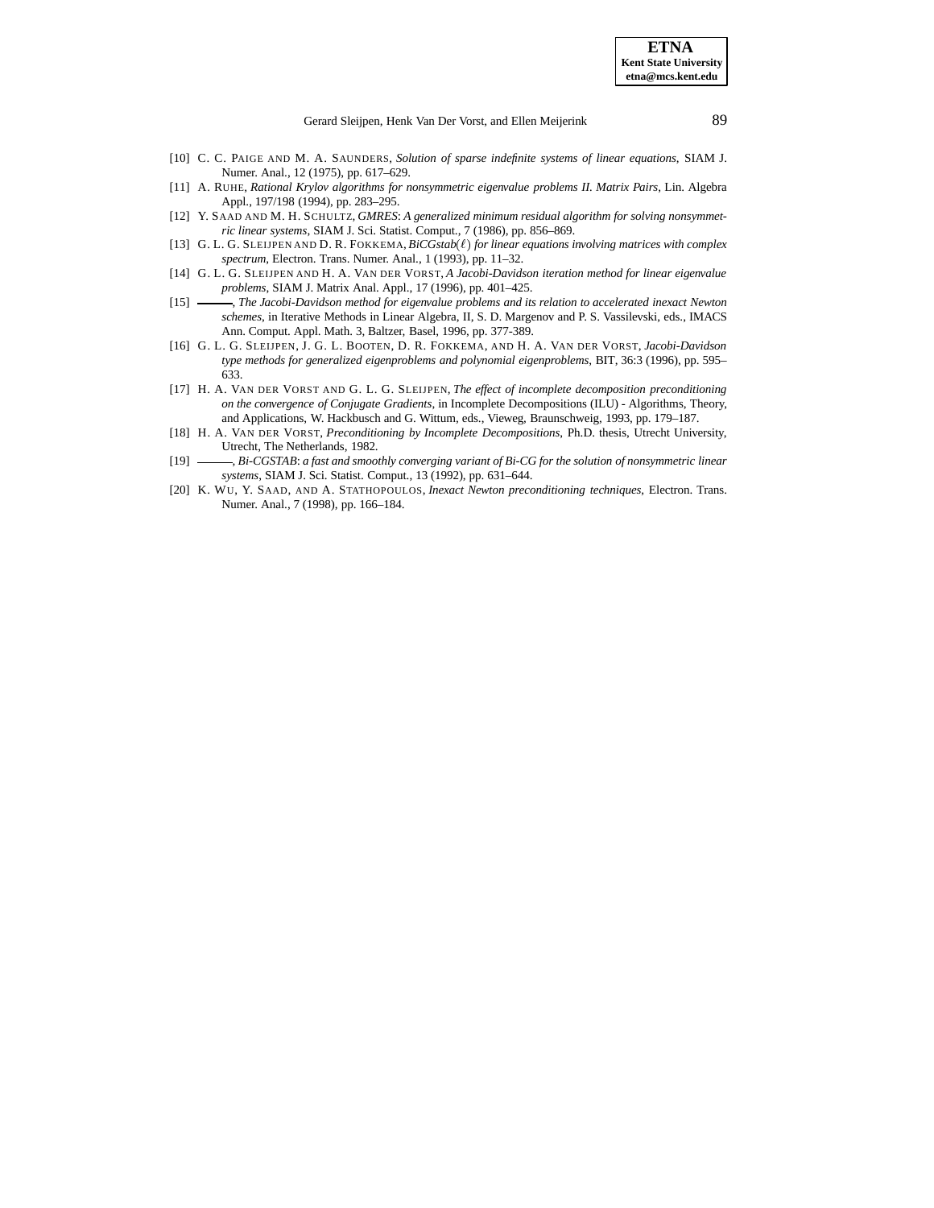[10] C. C. Paige and M. A. Saunders, *Solution of sparse indefinite systems of linear equations*, SIAM J. Numer. Anal., 12 (1975), pp. 617–629.

[11] A. Ruhe, *Rational Krylov algorithms for nonsymmetric eigenvalue problems II. Matrix Pairs*, Lin. Algebra Appl., 197/198 (1994), pp. 283–295.

[12] Y. Saad and M. H. Schultz, *GMRES: A generalized minimum residual algorithm for solving nonsymmetric linear systems*, SIAM J. Sci. Statist. Comput., 7 (1986), pp. 856–869.

[13] G. L. G. Sleijpen and D. R. Fokkema, *BiCGstab($\ell$) for linear equations involving matrices with complex spectrum*, Electron. Trans. Numer. Anal., 1 (1993), pp. 11–32.

[14] G. L. G. Sleijpen and H. A. Van der Vorst, *A Jacobi-Davidson iteration method for linear eigenvalue problems*, SIAM J. Matrix Anal. Appl., 17 (1996), pp. 401–425.

[15] ———, *The Jacobi-Davidson method for eigenvalue problems and its relation to accelerated inexact Newton schemes*, in Iterative Methods in Linear Algebra, II, S. D. Margenov and P. S. Vassilevski, eds., IMACS Ann. Comput. Appl. Math. 3, Baltzer, Basel, 1996, pp. 377-389.

[16] G. L. G. Sleijpen, J. G. L. Booten, D. R. Fokkema, and H. A. Van der Vorst, *Jacobi-Davidson type methods for generalized eigenproblems and polynomial eigenproblems*, BIT, 36:3 (1996), pp. 595–633.

[17] H. A. Van der Vorst and G. L. G. Sleijpen, *The effect of incomplete decomposition preconditioning on the convergence of Conjugate Gradients*, in Incomplete Decompositions (ILU) - Algorithms, Theory, and Applications, W. Hackbusch and G. Wittum, eds., Vieweg, Braunschweig, 1993, pp. 179–187.

[18] H. A. Van der Vorst, *Preconditioning by Incomplete Decompositions*, Ph.D. thesis, Utrecht University, Utrecht, The Netherlands, 1982.

[19] ———, *Bi-CGSTAB: a fast and smoothly converging variant of Bi-CG for the solution of nonsymmetric linear systems*, SIAM J. Sci. Statist. Comput., 13 (1992), pp. 631–644.

[20] K. Wu, Y. Saad, and A. Stathopoulos, *Inexact Newton preconditioning techniques*, Electron. Trans. Numer. Anal., 7 (1998), pp. 166–184.